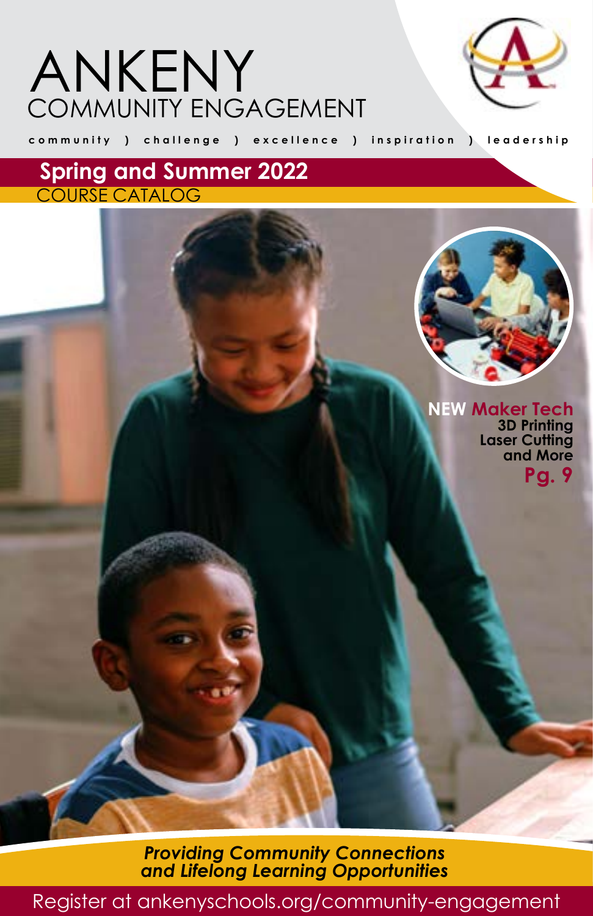# ANKENY
## COMMUNITY ENGAGEMENT

community ) challenge ) excellence ) inspiration ) leadership

**Spring and Summer 2022**
COURSE CATALOG

**NEW Maker Tech**
**3D Printing**
**Laser Cutting**
**and More**
**Pg. 9**

***Providing Community Connections and Lifelong Learning Opportunities***

Register at ankenyschools.org/community-engagement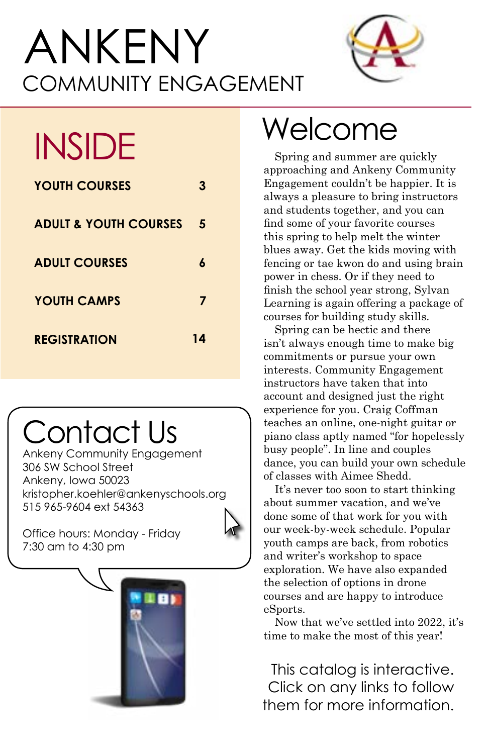# ANKENY
## COMMUNITY ENGAGEMENT

## INSIDE

| | |
|---|---|
| **YOUTH COURSES** | **3** |
| **ADULT & YOUTH COURSES** | **5** |
| **ADULT COURSES** | **6** |
| **YOUTH CAMPS** | **7** |
| **REGISTRATION** | **14** |

## Contact Us

Ankeny Community Engagement
306 SW School Street
Ankeny, Iowa 50023
kristopher.koehler@ankenyschools.org
515 965-9604 ext 54363

Office hours: Monday - Friday
7:30 am to 4:30 pm

# Welcome

Spring and summer are quickly approaching and Ankeny Community Engagement couldn't be happier. It is always a pleasure to bring instructors and students together, and you can find some of your favorite courses this spring to help melt the winter blues away. Get the kids moving with fencing or tae kwon do and using brain power in chess. Or if they need to finish the school year strong, Sylvan Learning is again offering a package of courses for building study skills.

Spring can be hectic and there isn't always enough time to make big commitments or pursue your own interests. Community Engagement instructors have taken that into account and designed just the right experience for you. Craig Coffman teaches an online, one-night guitar or piano class aptly named "for hopelessly busy people". In line and couples dance, you can build your own schedule of classes with Aimee Shedd.

It's never too soon to start thinking about summer vacation, and we've done some of that work for you with our week-by-week schedule. Popular youth camps are back, from robotics and writer's workshop to space exploration. We have also expanded the selection of options in drone courses and are happy to introduce eSports.

Now that we've settled into 2022, it's time to make the most of this year!

This catalog is interactive. Click on any links to follow them for more information.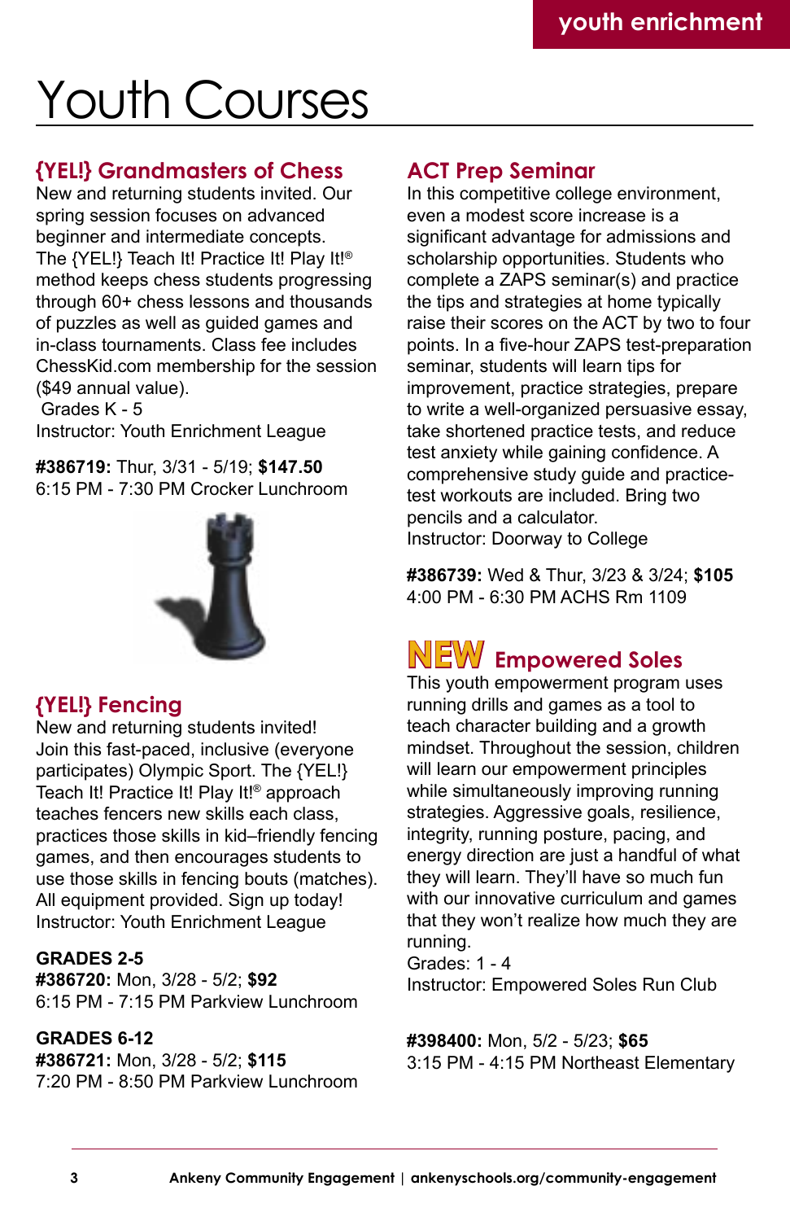# Youth Courses

## {YEL!} Grandmasters of Chess

New and returning students invited. Our spring session focuses on advanced beginner and intermediate concepts. The {YEL!} Teach It! Practice It! Play It!® method keeps chess students progressing through 60+ chess lessons and thousands of puzzles as well as guided games and in-class tournaments. Class fee includes ChessKid.com membership for the session ($49 annual value).

Grades K - 5

Instructor: Youth Enrichment League

**#386719:** Thur, 3/31 - 5/19; **$147.50**
6:15 PM - 7:30 PM Crocker Lunchroom

## {YEL!} Fencing

New and returning students invited! Join this fast-paced, inclusive (everyone participates) Olympic Sport. The {YEL!} Teach It! Practice It! Play It!® approach teaches fencers new skills each class, practices those skills in kid–friendly fencing games, and then encourages students to use those skills in fencing bouts (matches). All equipment provided. Sign up today!

Instructor: Youth Enrichment League

**GRADES 2-5**
**#386720:** Mon, 3/28 - 5/2; **$92**
6:15 PM - 7:15 PM Parkview Lunchroom

**GRADES 6-12**
**#386721:** Mon, 3/28 - 5/2; **$115**
7:20 PM - 8:50 PM Parkview Lunchroom

## ACT Prep Seminar

In this competitive college environment, even a modest score increase is a significant advantage for admissions and scholarship opportunities. Students who complete a ZAPS seminar(s) and practice the tips and strategies at home typically raise their scores on the ACT by two to four points. In a five-hour ZAPS test-preparation seminar, students will learn tips for improvement, practice strategies, prepare to write a well-organized persuasive essay, take shortened practice tests, and reduce test anxiety while gaining confidence. A comprehensive study guide and practice-test workouts are included. Bring two pencils and a calculator.

Instructor: Doorway to College

**#386739:** Wed & Thur, 3/23 & 3/24; **$105**
4:00 PM - 6:30 PM ACHS Rm 1109

## NEW Empowered Soles

This youth empowerment program uses running drills and games as a tool to teach character building and a growth mindset. Throughout the session, children will learn our empowerment principles while simultaneously improving running strategies. Aggressive goals, resilience, integrity, running posture, pacing, and energy direction are just a handful of what they will learn. They'll have so much fun with our innovative curriculum and games that they won't realize how much they are running.

Grades: 1 - 4

Instructor: Empowered Soles Run Club

**#398400:** Mon, 5/2 - 5/23; **$65**
3:15 PM - 4:15 PM Northeast Elementary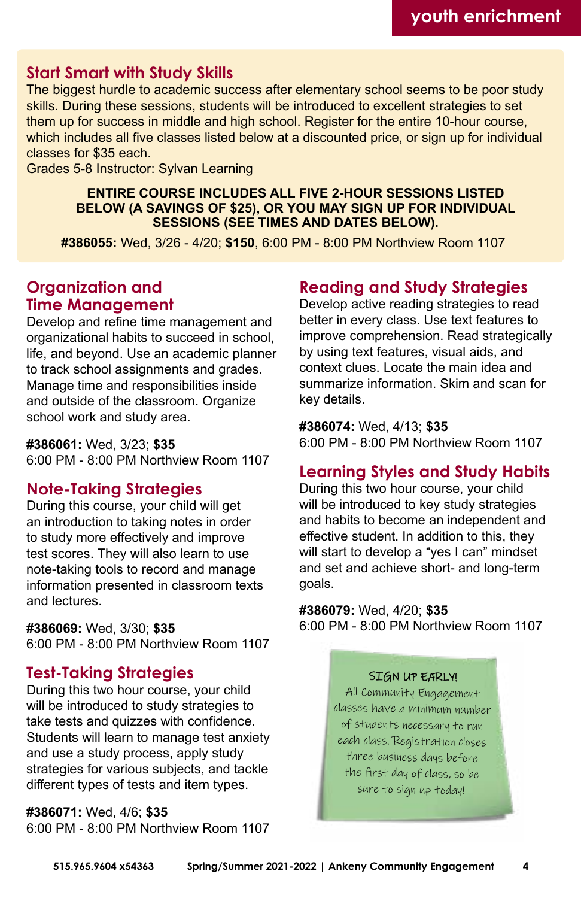# youth enrichment

## Start Smart with Study Skills

The biggest hurdle to academic success after elementary school seems to be poor study skills. During these sessions, students will be introduced to excellent strategies to set them up for success in middle and high school. Register for the entire 10-hour course, which includes all five classes listed below at a discounted price, or sign up for individual classes for $35 each.
Grades 5-8 Instructor: Sylvan Learning

**ENTIRE COURSE INCLUDES ALL FIVE 2-HOUR SESSIONS LISTED BELOW (A SAVINGS OF $25), OR YOU MAY SIGN UP FOR INDIVIDUAL SESSIONS (SEE TIMES AND DATES BELOW).**

**#386055:** Wed, 3/26 - 4/20; **$150**, 6:00 PM - 8:00 PM Northview Room 1107

### Organization and Time Management

Develop and refine time management and organizational habits to succeed in school, life, and beyond. Use an academic planner to track school assignments and grades. Manage time and responsibilities inside and outside of the classroom. Organize school work and study area.

**#386061:** Wed, 3/23; **$35**
6:00 PM - 8:00 PM Northview Room 1107

### Note-Taking Strategies

During this course, your child will get an introduction to taking notes in order to study more effectively and improve test scores. They will also learn to use note-taking tools to record and manage information presented in classroom texts and lectures.

**#386069:** Wed, 3/30; **$35**
6:00 PM - 8:00 PM Northview Room 1107

### Test-Taking Strategies

During this two hour course, your child will be introduced to study strategies to take tests and quizzes with confidence. Students will learn to manage test anxiety and use a study process, apply study strategies for various subjects, and tackle different types of tests and item types.

**#386071:** Wed, 4/6; **$35**
6:00 PM - 8:00 PM Northview Room 1107

### Reading and Study Strategies

Develop active reading strategies to read better in every class. Use text features to improve comprehension. Read strategically by using text features, visual aids, and context clues. Locate the main idea and summarize information. Skim and scan for key details.

**#386074:** Wed, 4/13; **$35**
6:00 PM - 8:00 PM Northview Room 1107

### Learning Styles and Study Habits

During this two hour course, your child will be introduced to key study strategies and habits to become an independent and effective student. In addition to this, they will start to develop a "yes I can" mindset and set and achieve short- and long-term goals.

**#386079:** Wed, 4/20; **$35**
6:00 PM - 8:00 PM Northview Room 1107

**SIGN UP EARLY!**
All Community Engagement classes have a minimum number of students necessary to run each class. Registration closes three business days before the first day of class, so be sure to sign up today!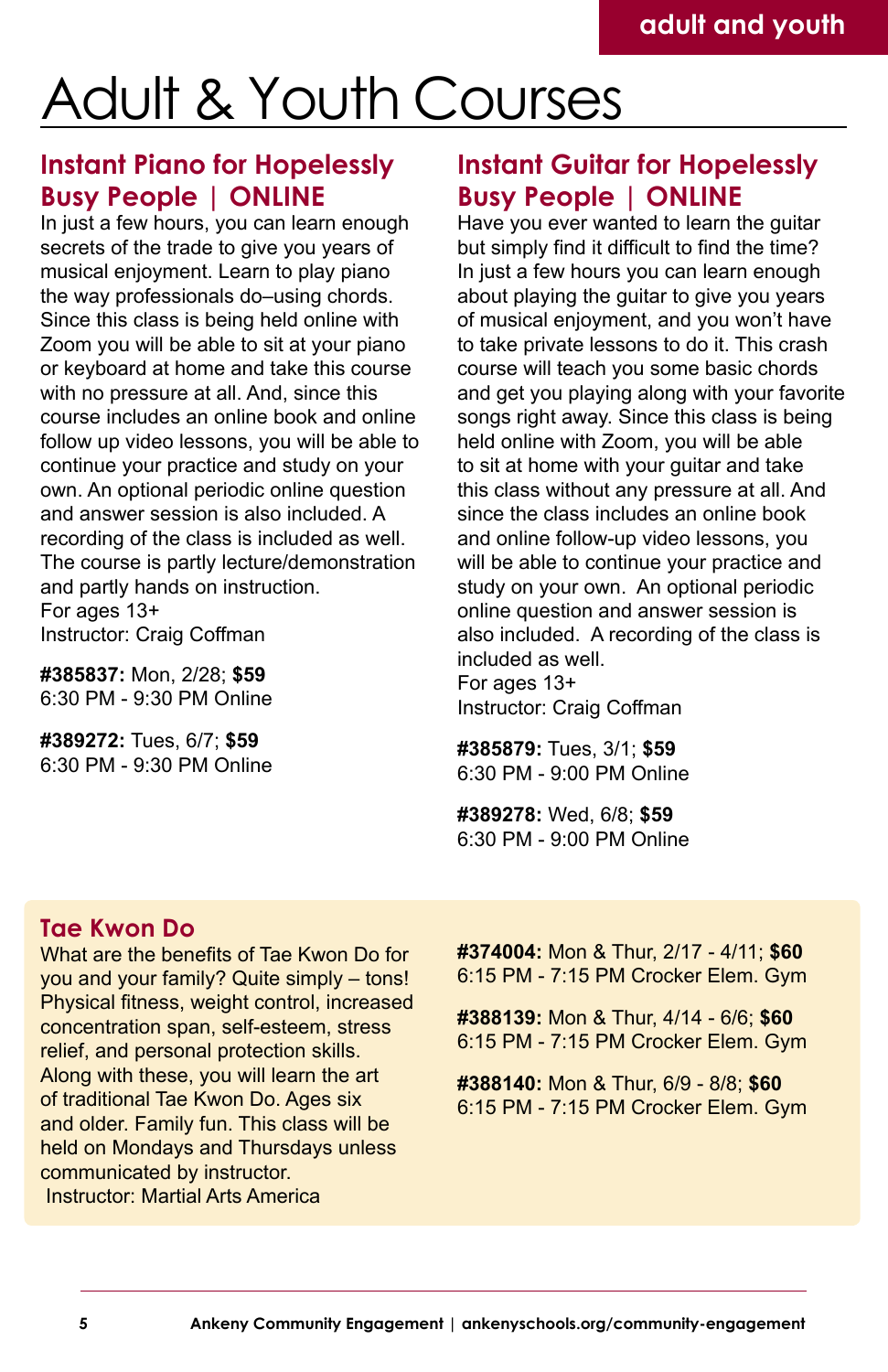# Adult & Youth Courses

## Instant Piano for Hopelessly Busy People | ONLINE

In just a few hours, you can learn enough secrets of the trade to give you years of musical enjoyment. Learn to play piano the way professionals do–using chords. Since this class is being held online with Zoom you will be able to sit at your piano or keyboard at home and take this course with no pressure at all. And, since this course includes an online book and online follow up video lessons, you will be able to continue your practice and study on your own. An optional periodic online question and answer session is also included. A recording of the class is included as well. The course is partly lecture/demonstration and partly hands on instruction.
For ages 13+
Instructor: Craig Coffman

**#385837:** Mon, 2/28; **$59**
6:30 PM - 9:30 PM Online

**#389272:** Tues, 6/7; **$59**
6:30 PM - 9:30 PM Online

## Instant Guitar for Hopelessly Busy People | ONLINE

Have you ever wanted to learn the guitar but simply find it difficult to find the time? In just a few hours you can learn enough about playing the guitar to give you years of musical enjoyment, and you won't have to take private lessons to do it. This crash course will teach you some basic chords and get you playing along with your favorite songs right away. Since this class is being held online with Zoom, you will be able to sit at home with your guitar and take this class without any pressure at all. And since the class includes an online book and online follow-up video lessons, you will be able to continue your practice and study on your own. An optional periodic online question and answer session is also included. A recording of the class is included as well.
For ages 13+
Instructor: Craig Coffman

**#385879:** Tues, 3/1; **$59**
6:30 PM - 9:00 PM Online

**#389278:** Wed, 6/8; **$59**
6:30 PM - 9:00 PM Online

## Tae Kwon Do

What are the benefits of Tae Kwon Do for you and your family? Quite simply – tons! Physical fitness, weight control, increased concentration span, self-esteem, stress relief, and personal protection skills. Along with these, you will learn the art of traditional Tae Kwon Do. Ages six and older. Family fun. This class will be held on Mondays and Thursdays unless communicated by instructor.
Instructor: Martial Arts America

**#374004:** Mon & Thur, 2/17 - 4/11; **$60**
6:15 PM - 7:15 PM Crocker Elem. Gym

**#388139:** Mon & Thur, 4/14 - 6/6; **$60**
6:15 PM - 7:15 PM Crocker Elem. Gym

**#388140:** Mon & Thur, 6/9 - 8/8; **$60**
6:15 PM - 7:15 PM Crocker Elem. Gym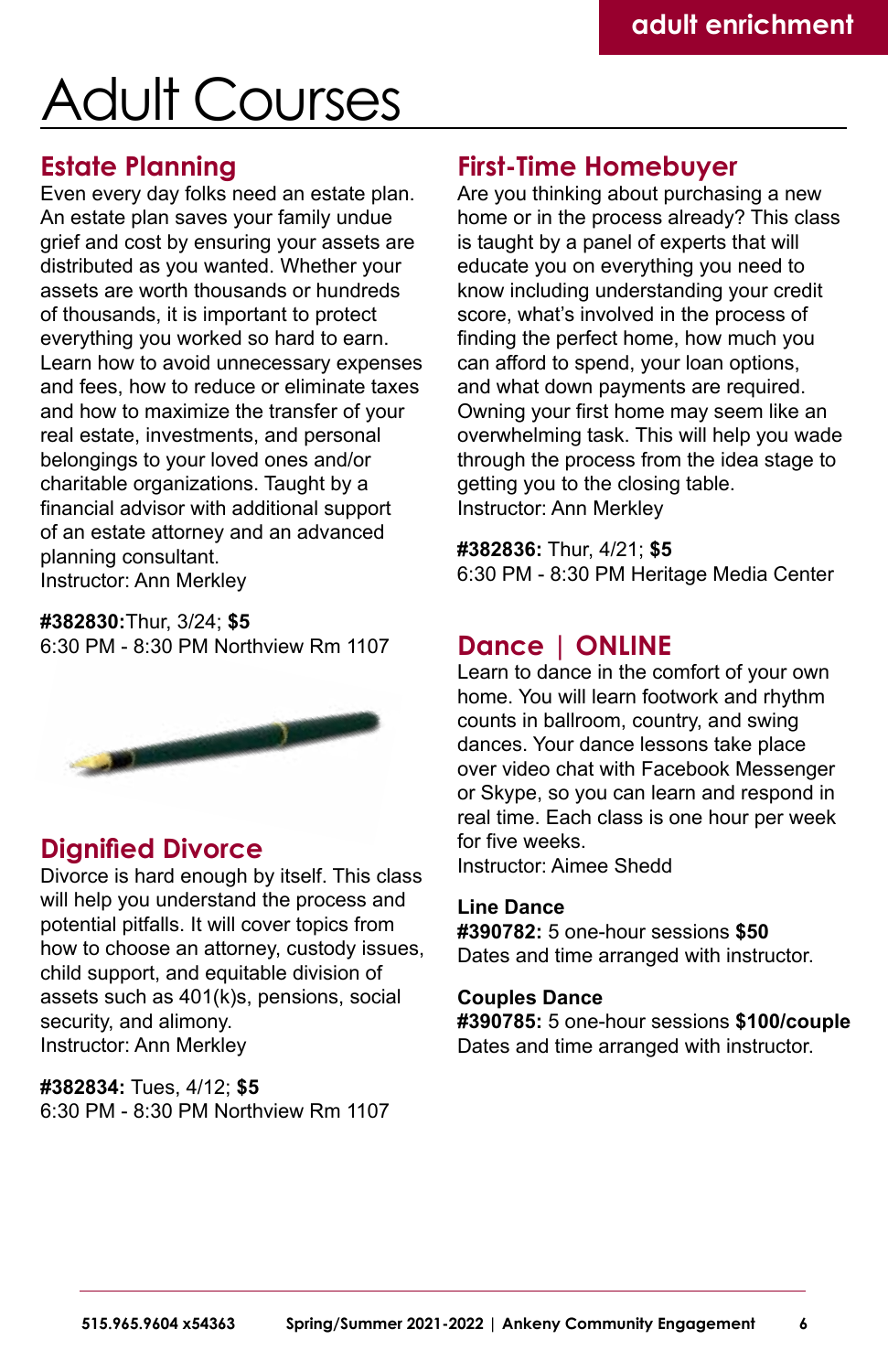# Adult Courses

## Estate Planning

Even every day folks need an estate plan. An estate plan saves your family undue grief and cost by ensuring your assets are distributed as you wanted. Whether your assets are worth thousands or hundreds of thousands, it is important to protect everything you worked so hard to earn. Learn how to avoid unnecessary expenses and fees, how to reduce or eliminate taxes and how to maximize the transfer of your real estate, investments, and personal belongings to your loved ones and/or charitable organizations. Taught by a financial advisor with additional support of an estate attorney and an advanced planning consultant.
Instructor: Ann Merkley

**#382830:** Thur, 3/24; **$5**
6:30 PM - 8:30 PM Northview Rm 1107

## Dignified Divorce

Divorce is hard enough by itself. This class will help you understand the process and potential pitfalls. It will cover topics from how to choose an attorney, custody issues, child support, and equitable division of assets such as 401(k)s, pensions, social security, and alimony.
Instructor: Ann Merkley

**#382834:** Tues, 4/12; **$5**
6:30 PM - 8:30 PM Northview Rm 1107

## First-Time Homebuyer

Are you thinking about purchasing a new home or in the process already? This class is taught by a panel of experts that will educate you on everything you need to know including understanding your credit score, what's involved in the process of finding the perfect home, how much you can afford to spend, your loan options, and what down payments are required. Owning your first home may seem like an overwhelming task. This will help you wade through the process from the idea stage to getting you to the closing table.
Instructor: Ann Merkley

**#382836:** Thur, 4/21; **$5**
6:30 PM - 8:30 PM Heritage Media Center

## Dance | ONLINE

Learn to dance in the comfort of your own home. You will learn footwork and rhythm counts in ballroom, country, and swing dances. Your dance lessons take place over video chat with Facebook Messenger or Skype, so you can learn and respond in real time. Each class is one hour per week for five weeks.
Instructor: Aimee Shedd

**Line Dance**
**#390782:** 5 one-hour sessions **$50**
Dates and time arranged with instructor.

**Couples Dance**
**#390785:** 5 one-hour sessions **$100/couple**
Dates and time arranged with instructor.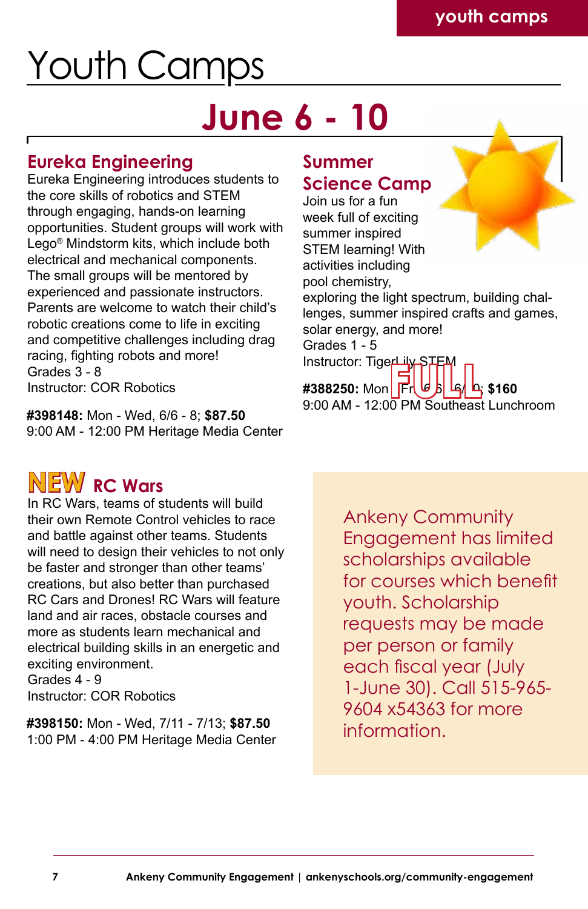# Youth Camps

## June 6 - 10

### Eureka Engineering

Eureka Engineering introduces students to the core skills of robotics and STEM through engaging, hands-on learning opportunities. Student groups will work with Lego® Mindstorm kits, which include both electrical and mechanical components. The small groups will be mentored by experienced and passionate instructors. Parents are welcome to watch their child's robotic creations come to life in exciting and competitive challenges including drag racing, fighting robots and more!
Grades 3 - 8
Instructor: COR Robotics

**#398148:** Mon - Wed, 6/6 - 8; **$87.50**
9:00 AM - 12:00 PM Heritage Media Center

### Summer Science Camp

Join us for a fun week full of exciting summer inspired STEM learning! With activities including pool chemistry, exploring the light spectrum, building challenges, summer inspired crafts and games, solar energy, and more!
Grades 1 - 5
Instructor: TigerLily STEM

**#388250:** Mon - Fri, 6/6 - 6/10; **$160** FULL
9:00 AM - 12:00 PM Southeast Lunchroom

### NEW RC Wars

In RC Wars, teams of students will build their own Remote Control vehicles to race and battle against other teams. Students will need to design their vehicles to not only be faster and stronger than other teams' creations, but also better than purchased RC Cars and Drones! RC Wars will feature land and air races, obstacle courses and more as students learn mechanical and electrical building skills in an energetic and exciting environment.
Grades 4 - 9
Instructor: COR Robotics

**#398150:** Mon - Wed, 7/11 - 7/13; **$87.50**
1:00 PM - 4:00 PM Heritage Media Center

Ankeny Community Engagement has limited scholarships available for courses which benefit youth. Scholarship requests may be made per person or family each fiscal year (July 1-June 30). Call 515-965-9604 x54363 for more information.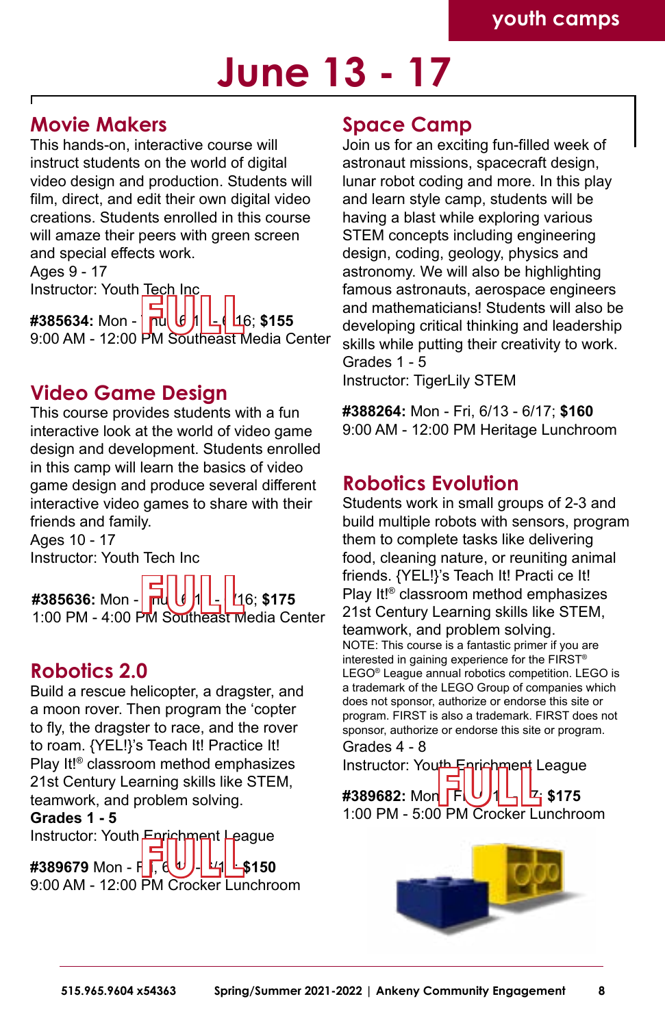# June 13 - 17

## Movie Makers

This hands-on, interactive course will instruct students on the world of digital video design and production. Students will film, direct, and edit their own digital video creations. Students enrolled in this course will amaze their peers with green screen and special effects work.
Ages 9 - 17
Instructor: Youth Tech Inc

FULL

**#385634:** Mon - Thu 6/13 - 6/16; **$155**
9:00 AM - 12:00 PM Southeast Media Center

## Video Game Design

This course provides students with a fun interactive look at the world of video game design and development. Students enrolled in this camp will learn the basics of video game design and produce several different interactive video games to share with their friends and family.
Ages 10 - 17
Instructor: Youth Tech Inc

FULL

**#385636:** Mon - Thu 6/13 - 6/16; **$175**
1:00 PM - 4:00 PM Southeast Media Center

## Robotics 2.0

Build a rescue helicopter, a dragster, and a moon rover. Then program the 'copter to fly, the dragster to race, and the rover to roam. {YEL!}'s Teach It! Practice It! Play It!® classroom method emphasizes 21st Century Learning skills like STEM, teamwork, and problem solving.
**Grades 1 - 5**
Instructor: Youth Enrichment League

FULL

**#389679** Mon - Fri, 6/13 - 6/17; **$150**
9:00 AM - 12:00 PM Crocker Lunchroom

## Space Camp

Join us for an exciting fun-filled week of astronaut missions, spacecraft design, lunar robot coding and more. In this play and learn style camp, students will be having a blast while exploring various STEM concepts including engineering design, coding, geology, physics and astronomy. We will also be highlighting famous astronauts, aerospace engineers and mathematicians! Students will also be developing critical thinking and leadership skills while putting their creativity to work.
Grades 1 - 5
Instructor: TigerLily STEM

**#388264:** Mon - Fri, 6/13 - 6/17; **$160**
9:00 AM - 12:00 PM Heritage Lunchroom

## Robotics Evolution

Students work in small groups of 2-3 and build multiple robots with sensors, program them to complete tasks like delivering food, cleaning nature, or reuniting animal friends. {YEL!}'s Teach It! Practi ce It! Play It!® classroom method emphasizes 21st Century Learning skills like STEM, teamwork, and problem solving.
NOTE: This course is a fantastic primer if you are interested in gaining experience for the FIRST® LEGO® League annual robotics competition. LEGO is a trademark of the LEGO Group of companies which does not sponsor, authorize or endorse this site or program. FIRST is also a trademark. FIRST does not sponsor, authorize or endorse this site or program.
Grades 4 - 8
Instructor: Youth Enrichment League

FULL

**#389682:** Mon - Fri, 6/13 - 6/17; **$175**
1:00 PM - 5:00 PM Crocker Lunchroom

515.965.9604 x54363 Spring/Summer 2021-2022 | Ankeny Community Engagement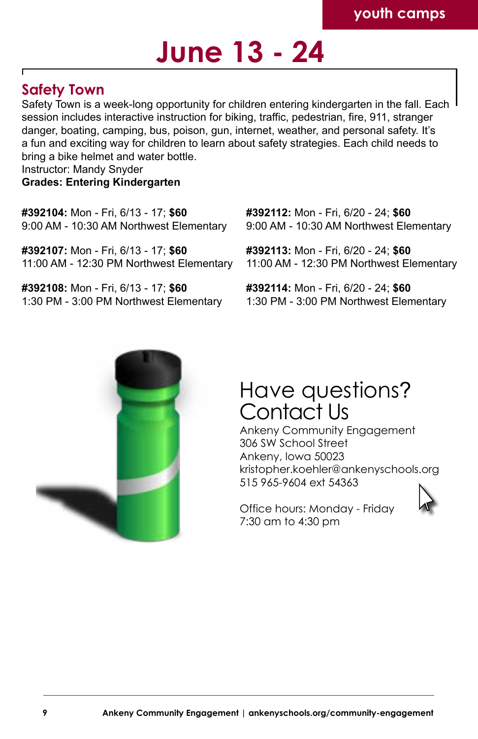youth camps

# June 13 - 24

## Safety Town

Safety Town is a week-long opportunity for children entering kindergarten in the fall. Each session includes interactive instruction for biking, traffic, pedestrian, fire, 911, stranger danger, boating, camping, bus, poison, gun, internet, weather, and personal safety. It's a fun and exciting way for children to learn about safety strategies. Each child needs to bring a bike helmet and water bottle.
Instructor: Mandy Snyder
**Grades: Entering Kindergarten**

**#392104:** Mon - Fri, 6/13 - 17; **$60**
9:00 AM - 10:30 AM Northwest Elementary

**#392107:** Mon - Fri, 6/13 - 17; **$60**
11:00 AM - 12:30 PM Northwest Elementary

**#392108:** Mon - Fri, 6/13 - 17; **$60**
1:30 PM - 3:00 PM Northwest Elementary

**#392112:** Mon - Fri, 6/20 - 24; **$60**
9:00 AM - 10:30 AM Northwest Elementary

**#392113:** Mon - Fri, 6/20 - 24; **$60**
11:00 AM - 12:30 PM Northwest Elementary

**#392114:** Mon - Fri, 6/20 - 24; **$60**
1:30 PM - 3:00 PM Northwest Elementary

## Have questions? Contact Us

Ankeny Community Engagement
306 SW School Street
Ankeny, Iowa 50023
kristopher.koehler@ankenyschools.org
515 965-9604 ext 54363

Office hours: Monday - Friday
7:30 am to 4:30 pm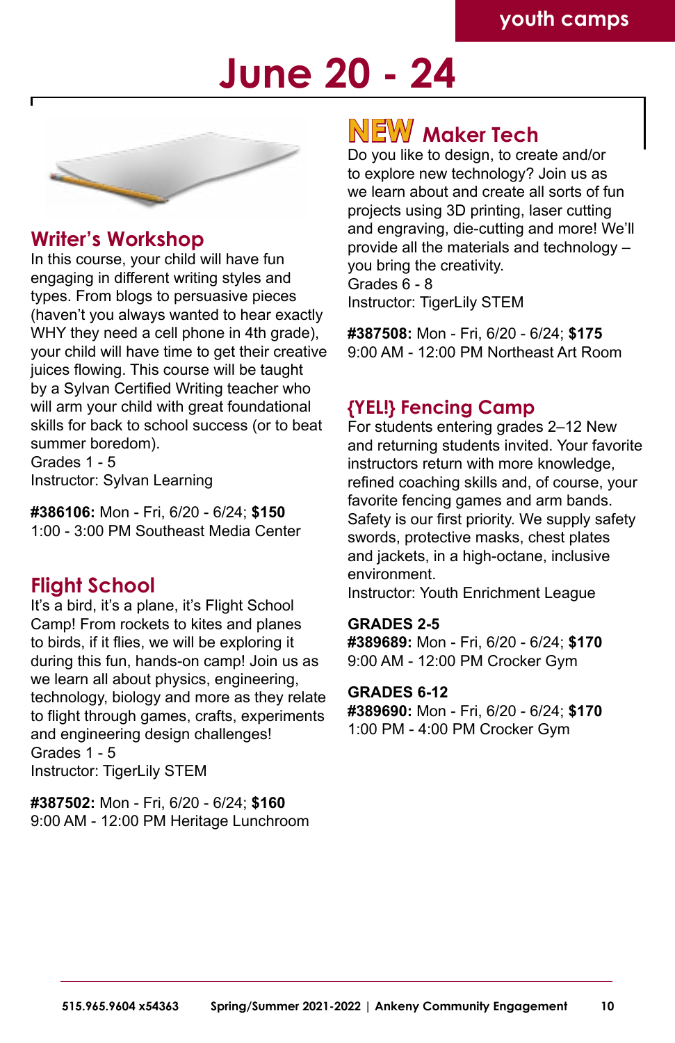youth camps

# June 20 - 24

## Writer's Workshop

In this course, your child will have fun engaging in different writing styles and types. From blogs to persuasive pieces (haven't you always wanted to hear exactly WHY they need a cell phone in 4th grade), your child will have time to get their creative juices flowing. This course will be taught by a Sylvan Certified Writing teacher who will arm your child with great foundational skills for back to school success (or to beat summer boredom).
Grades 1 - 5
Instructor: Sylvan Learning

**#386106:** Mon - Fri, 6/20 - 6/24; **$150**
1:00 - 3:00 PM Southeast Media Center

## Flight School

It's a bird, it's a plane, it's Flight School Camp! From rockets to kites and planes to birds, if it flies, we will be exploring it during this fun, hands-on camp! Join us as we learn all about physics, engineering, technology, biology and more as they relate to flight through games, crafts, experiments and engineering design challenges!
Grades 1 - 5
Instructor: TigerLily STEM

**#387502:** Mon - Fri, 6/20 - 6/24; **$160**
9:00 AM - 12:00 PM Heritage Lunchroom

## NEW Maker Tech

Do you like to design, to create and/or to explore new technology? Join us as we learn about and create all sorts of fun projects using 3D printing, laser cutting and engraving, die-cutting and more! We'll provide all the materials and technology – you bring the creativity.
Grades 6 - 8
Instructor: TigerLily STEM

**#387508:** Mon - Fri, 6/20 - 6/24; **$175**
9:00 AM - 12:00 PM Northeast Art Room

## {YEL!} Fencing Camp

For students entering grades 2–12 New and returning students invited. Your favorite instructors return with more knowledge, refined coaching skills and, of course, your favorite fencing games and arm bands. Safety is our first priority. We supply safety swords, protective masks, chest plates and jackets, in a high-octane, inclusive environment.
Instructor: Youth Enrichment League

**GRADES 2-5**
**#389689:** Mon - Fri, 6/20 - 6/24; **$170**
9:00 AM - 12:00 PM Crocker Gym

**GRADES 6-12**
**#389690:** Mon - Fri, 6/20 - 6/24; **$170**
1:00 PM - 4:00 PM Crocker Gym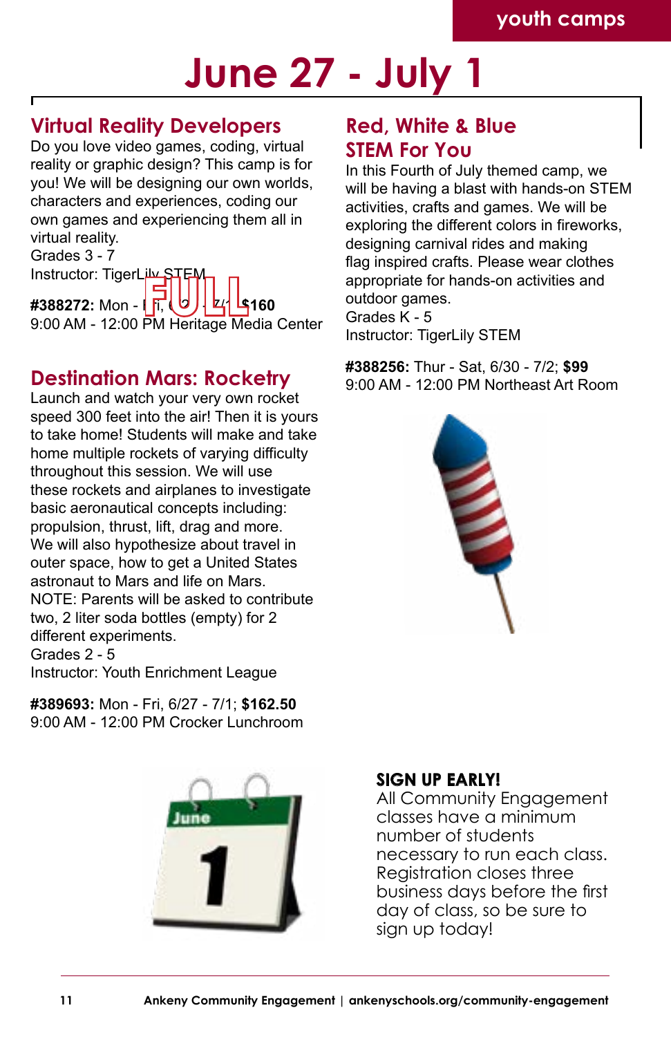# June 27 - July 1

## Virtual Reality Developers

Do you love video games, coding, virtual reality or graphic design? This camp is for you! We will be designing our own worlds, characters and experiences, coding our own games and experiencing them all in virtual reality.
Grades 3 - 7
Instructor: TigerLily STEM

FULL

**#388272:** Mon - Fri, 6/27 - 7/1; **$160**
9:00 AM - 12:00 PM Heritage Media Center

## Destination Mars: Rocketry

Launch and watch your very own rocket speed 300 feet into the air! Then it is yours to take home! Students will make and take home multiple rockets of varying difficulty throughout this session. We will use these rockets and airplanes to investigate basic aeronautical concepts including: propulsion, thrust, lift, drag and more. We will also hypothesize about travel in outer space, how to get a United States astronaut to Mars and life on Mars. NOTE: Parents will be asked to contribute two, 2 liter soda bottles (empty) for 2 different experiments.
Grades 2 - 5
Instructor: Youth Enrichment League

**#389693:** Mon - Fri, 6/27 - 7/1; **$162.50**
9:00 AM - 12:00 PM Crocker Lunchroom

## Red, White & Blue STEM For You

In this Fourth of July themed camp, we will be having a blast with hands-on STEM activities, crafts and games. We will be exploring the different colors in fireworks, designing carnival rides and making flag inspired crafts. Please wear clothes appropriate for hands-on activities and outdoor games.
Grades K - 5
Instructor: TigerLily STEM

**#388256:** Thur - Sat, 6/30 - 7/2; **$99**
9:00 AM - 12:00 PM Northeast Art Room

**SIGN UP EARLY!**
All Community Engagement classes have a minimum number of students necessary to run each class. Registration closes three business days before the first day of class, so be sure to sign up today!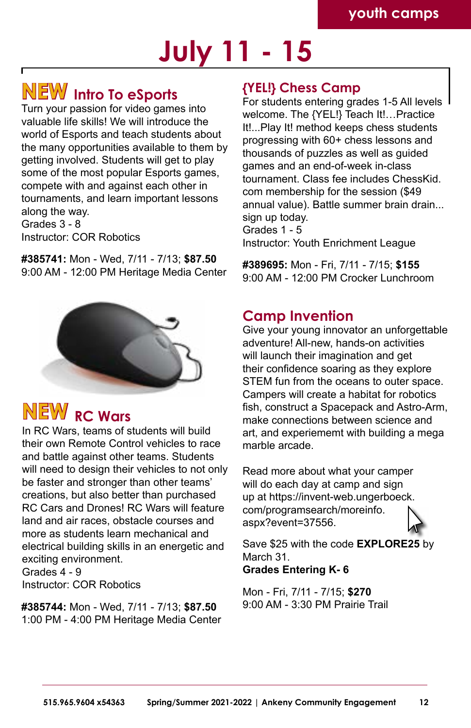youth camps

# July 11 - 15

## NEW Intro To eSports

Turn your passion for video games into valuable life skills! We will introduce the world of Esports and teach students about the many opportunities available to them by getting involved. Students will get to play some of the most popular Esports games, compete with and against each other in tournaments, and learn important lessons along the way.
Grades 3 - 8
Instructor: COR Robotics

**#385741:** Mon - Wed, 7/11 - 7/13; **$87.50**
9:00 AM - 12:00 PM Heritage Media Center

## NEW RC Wars

In RC Wars, teams of students will build their own Remote Control vehicles to race and battle against other teams. Students will need to design their vehicles to not only be faster and stronger than other teams' creations, but also better than purchased RC Cars and Drones! RC Wars will feature land and air races, obstacle courses and more as students learn mechanical and electrical building skills in an energetic and exciting environment.
Grades 4 - 9
Instructor: COR Robotics

**#385744:** Mon - Wed, 7/11 - 7/13; **$87.50**
1:00 PM - 4:00 PM Heritage Media Center

## {YEL!} Chess Camp

For students entering grades 1-5 All levels welcome. The {YEL!} Teach It!…Practice It!...Play It! method keeps chess students progressing with 60+ chess lessons and thousands of puzzles as well as guided games and an end-of-week in-class tournament. Class fee includes ChessKid.com membership for the session ($49 annual value). Battle summer brain drain... sign up today.
Grades 1 - 5
Instructor: Youth Enrichment League

**#389695:** Mon - Fri, 7/11 - 7/15; **$155**
9:00 AM - 12:00 PM Crocker Lunchroom

## Camp Invention

Give your young innovator an unforgettable adventure! All-new, hands-on activities will launch their imagination and get their confidence soaring as they explore STEM fun from the oceans to outer space. Campers will create a habitat for robotics fish, construct a Spacepack and Astro-Arm, make connections between science and art, and experiememt with building a mega marble arcade.

Read more about what your camper will do each day at camp and sign up at https://invent-web.ungerboeck.com/programsearch/moreinfo.aspx?event=37556.

Save $25 with the code **EXPLORE25** by March 31.
**Grades Entering K- 6**

Mon - Fri, 7/11 - 7/15; **$270**
9:00 AM - 3:30 PM Prairie Trail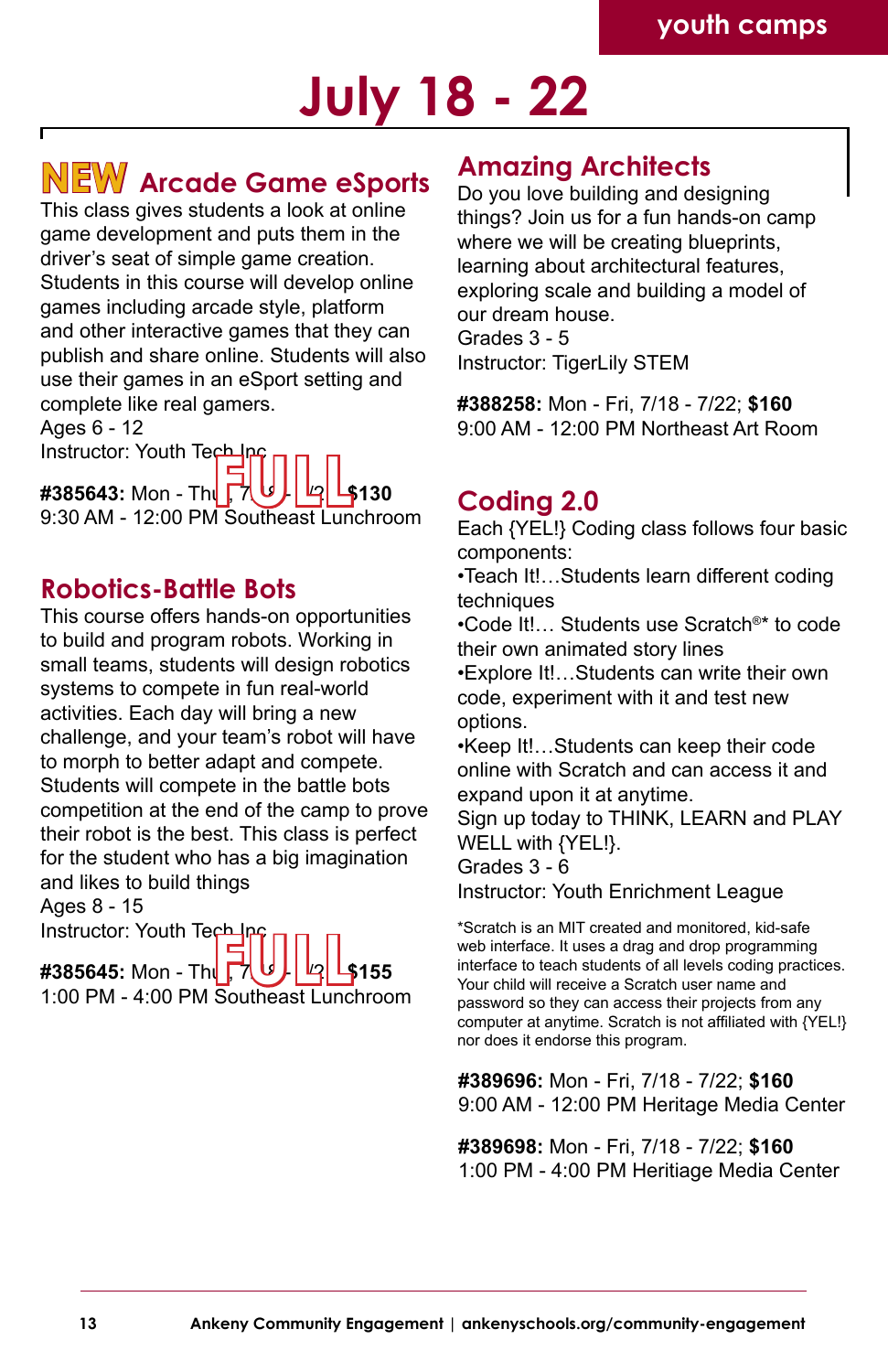youth camps

# July 18 - 22

## NEW Arcade Game eSports

This class gives students a look at online game development and puts them in the driver's seat of simple game creation. Students in this course will develop online games including arcade style, platform and other interactive games that they can publish and share online. Students will also use their games in an eSport setting and complete like real gamers.
Ages 6 - 12
Instructor: Youth Tech Inc

**#385643:** Mon - Thu, 7/18 - 7/21; **$130** FULL
9:30 AM - 12:00 PM Southeast Lunchroom

## Robotics-Battle Bots

This course offers hands-on opportunities to build and program robots. Working in small teams, students will design robotics systems to compete in fun real-world activities. Each day will bring a new challenge, and your team's robot will have to morph to better adapt and compete. Students will compete in the battle bots competition at the end of the camp to prove their robot is the best. This class is perfect for the student who has a big imagination and likes to build things
Ages 8 - 15
Instructor: Youth Tech Inc

**#385645:** Mon - Thu, 7/18 - 7/21; **$155** FULL
1:00 PM - 4:00 PM Southeast Lunchroom

## Amazing Architects

Do you love building and designing things? Join us for a fun hands-on camp where we will be creating blueprints, learning about architectural features, exploring scale and building a model of our dream house.
Grades 3 - 5
Instructor: TigerLily STEM

**#388258:** Mon - Fri, 7/18 - 7/22; **$160**
9:00 AM - 12:00 PM Northeast Art Room

## Coding 2.0

Each {YEL!} Coding class follows four basic components:
•Teach It!…Students learn different coding techniques
•Code It!… Students use Scratch®* to code their own animated story lines
•Explore It!…Students can write their own code, experiment with it and test new options.
•Keep It!…Students can keep their code online with Scratch and can access it and expand upon it at anytime.
Sign up today to THINK, LEARN and PLAY WELL with {YEL!}.
Grades 3 - 6
Instructor: Youth Enrichment League

*Scratch is an MIT created and monitored, kid-safe web interface. It uses a drag and drop programming interface to teach students of all levels coding practices. Your child will receive a Scratch user name and password so they can access their projects from any computer at anytime. Scratch is not affiliated with {YEL!} nor does it endorse this program.

**#389696:** Mon - Fri, 7/18 - 7/22; **$160**
9:00 AM - 12:00 PM Heritage Media Center

**#389698:** Mon - Fri, 7/18 - 7/22; **$160**
1:00 PM - 4:00 PM Heritiage Media Center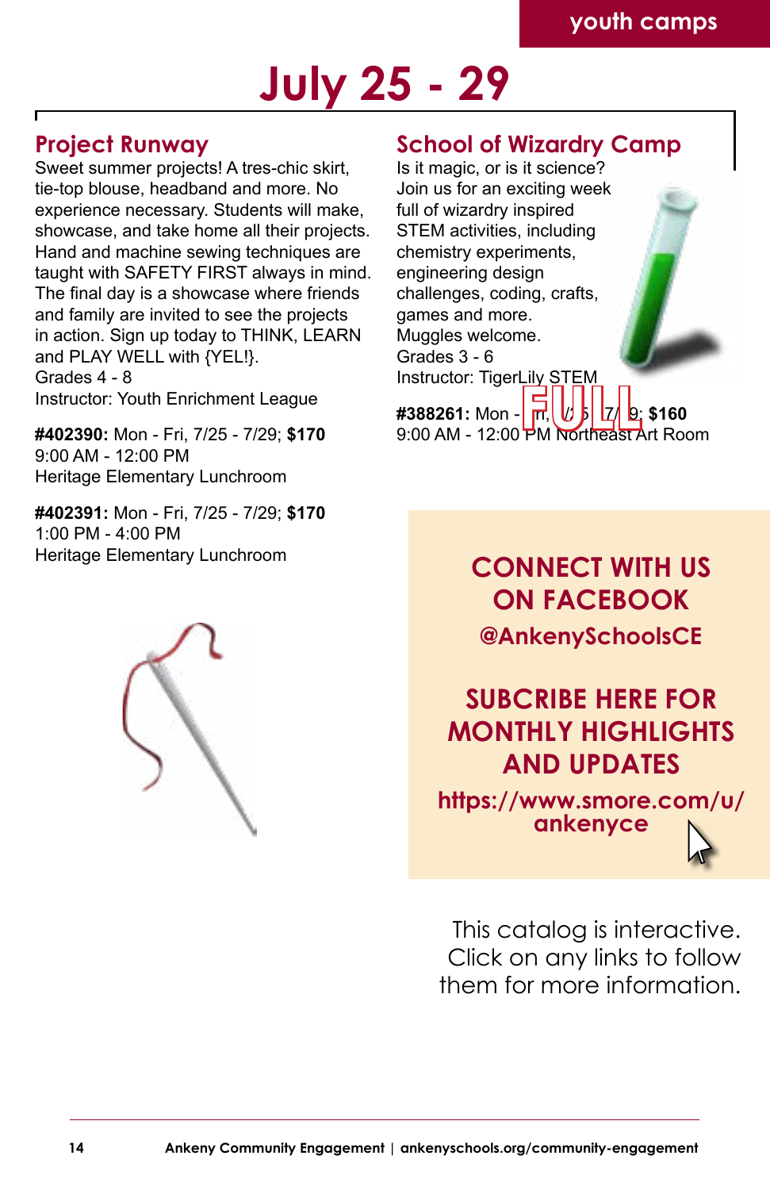# July 25 - 29

## Project Runway

Sweet summer projects! A tres-chic skirt, tie-top blouse, headband and more. No experience necessary. Students will make, showcase, and take home all their projects. Hand and machine sewing techniques are taught with SAFETY FIRST always in mind. The final day is a showcase where friends and family are invited to see the projects in action. Sign up today to THINK, LEARN and PLAY WELL with {YEL!}.
Grades 4 - 8
Instructor: Youth Enrichment League

**#402390:** Mon - Fri, 7/25 - 7/29; **$170**
9:00 AM - 12:00 PM
Heritage Elementary Lunchroom

**#402391:** Mon - Fri, 7/25 - 7/29; **$170**
1:00 PM - 4:00 PM
Heritage Elementary Lunchroom

## School of Wizardry Camp

Is it magic, or is it science? Join us for an exciting week full of wizardry inspired STEM activities, including chemistry experiments, engineering design challenges, coding, crafts, games and more. Muggles welcome.
Grades 3 - 6
Instructor: TigerLily STEM

**#388261:** Mon - Fri, 7/25 - 7/29; **$160** FULL
9:00 AM - 12:00 PM Northeast Art Room

**CONNECT WITH US ON FACEBOOK**
**@AnkenySchoolsCE**

**SUBCRIBE HERE FOR MONTHLY HIGHLIGHTS AND UPDATES**
**https://www.smore.com/u/ankenyce**

This catalog is interactive. Click on any links to follow them for more information.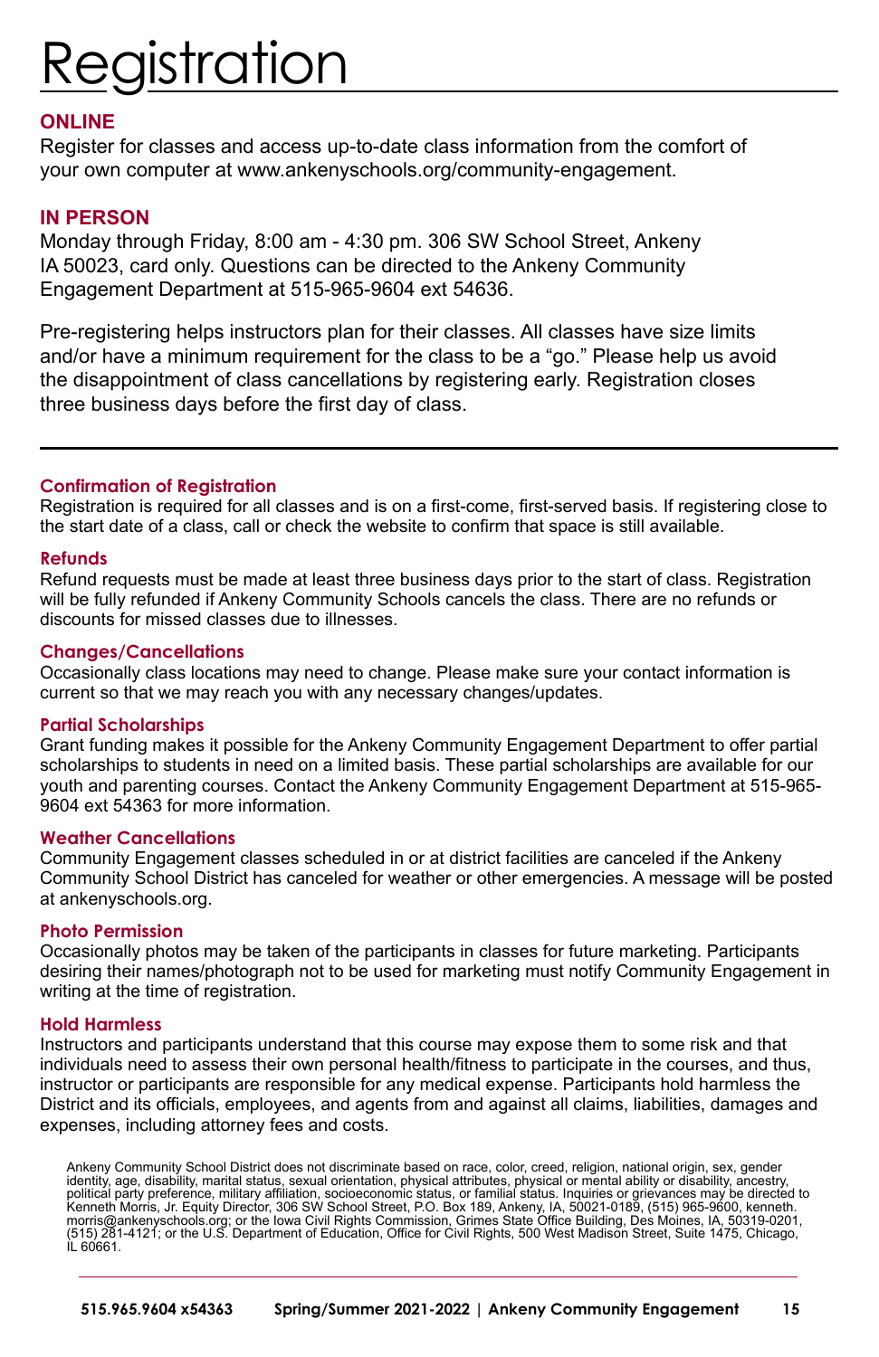# Registration

## ONLINE

Register for classes and access up-to-date class information from the comfort of your own computer at www.ankenyschools.org/community-engagement.

## IN PERSON

Monday through Friday, 8:00 am - 4:30 pm. 306 SW School Street, Ankeny IA 50023, card only. Questions can be directed to the Ankeny Community Engagement Department at 515-965-9604 ext 54636.

Pre-registering helps instructors plan for their classes. All classes have size limits and/or have a minimum requirement for the class to be a “go.” Please help us avoid the disappointment of class cancellations by registering early. Registration closes three business days before the first day of class.

---

### Confirmation of Registration

Registration is required for all classes and is on a first-come, first-served basis. If registering close to the start date of a class, call or check the website to confirm that space is still available.

### Refunds

Refund requests must be made at least three business days prior to the start of class. Registration will be fully refunded if Ankeny Community Schools cancels the class. There are no refunds or discounts for missed classes due to illnesses.

### Changes/Cancellations

Occasionally class locations may need to change. Please make sure your contact information is current so that we may reach you with any necessary changes/updates.

### Partial Scholarships

Grant funding makes it possible for the Ankeny Community Engagement Department to offer partial scholarships to students in need on a limited basis. These partial scholarships are available for our youth and parenting courses. Contact the Ankeny Community Engagement Department at 515-965-9604 ext 54363 for more information.

### Weather Cancellations

Community Engagement classes scheduled in or at district facilities are canceled if the Ankeny Community School District has canceled for weather or other emergencies. A message will be posted at ankenyschools.org.

### Photo Permission

Occasionally photos may be taken of the participants in classes for future marketing. Participants desiring their names/photograph not to be used for marketing must notify Community Engagement in writing at the time of registration.

### Hold Harmless

Instructors and participants understand that this course may expose them to some risk and that individuals need to assess their own personal health/fitness to participate in the courses, and thus, instructor or participants are responsible for any medical expense. Participants hold harmless the District and its officials, employees, and agents from and against all claims, liabilities, damages and expenses, including attorney fees and costs.

Ankeny Community School District does not discriminate based on race, color, creed, religion, national origin, sex, gender identity, age, disability, marital status, sexual orientation, physical attributes, physical or mental ability or disability, ancestry, political party preference, military affiliation, socioeconomic status, or familial status. Inquiries or grievances may be directed to Kenneth Morris, Jr. Equity Director, 306 SW School Street, P.O. Box 189, Ankeny, IA, 50021-0189, (515) 965-9600, kenneth.morris@ankenyschools.org; or the Iowa Civil Rights Commission, Grimes State Office Building, Des Moines, IA, 50319-0201, (515) 281-4121; or the U.S. Department of Education, Office for Civil Rights, 500 West Madison Street, Suite 1475, Chicago, IL 60661.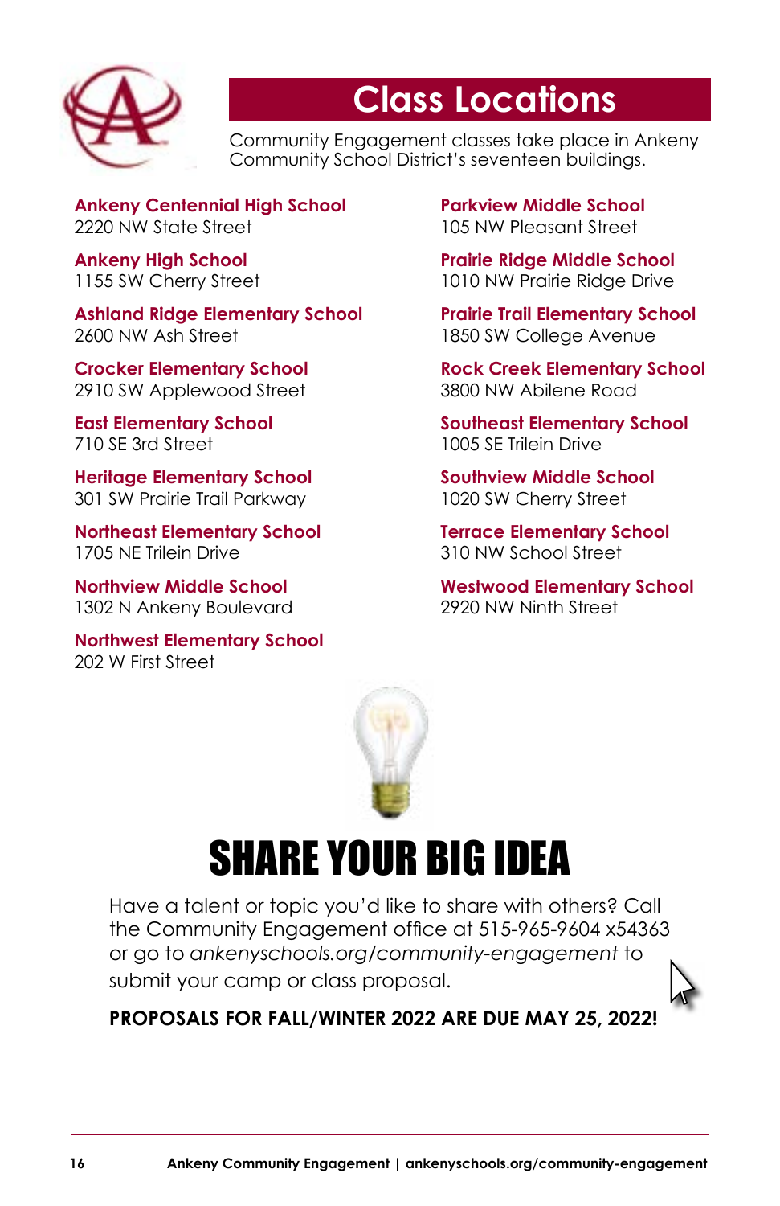# Class Locations

Community Engagement classes take place in Ankeny Community School District's seventeen buildings.

**Ankeny Centennial High School**
2220 NW State Street

**Ankeny High School**
1155 SW Cherry Street

**Ashland Ridge Elementary School**
2600 NW Ash Street

**Crocker Elementary School**
2910 SW Applewood Street

**East Elementary School**
710 SE 3rd Street

**Heritage Elementary School**
301 SW Prairie Trail Parkway

**Northeast Elementary School**
1705 NE Trilein Drive

**Northview Middle School**
1302 N Ankeny Boulevard

**Northwest Elementary School**
202 W First Street

**Parkview Middle School**
105 NW Pleasant Street

**Prairie Ridge Middle School**
1010 NW Prairie Ridge Drive

**Prairie Trail Elementary School**
1850 SW College Avenue

**Rock Creek Elementary School**
3800 NW Abilene Road

**Southeast Elementary School**
1005 SE Trilein Drive

**Southview Middle School**
1020 SW Cherry Street

**Terrace Elementary School**
310 NW School Street

**Westwood Elementary School**
2920 NW Ninth Street

# SHARE YOUR BIG IDEA

Have a talent or topic you'd like to share with others? Call the Community Engagement office at 515-965-9604 x54363 or go to *ankenyschools.org/community-engagement* to submit your camp or class proposal.

**PROPOSALS FOR FALL/WINTER 2022 ARE DUE MAY 25, 2022!**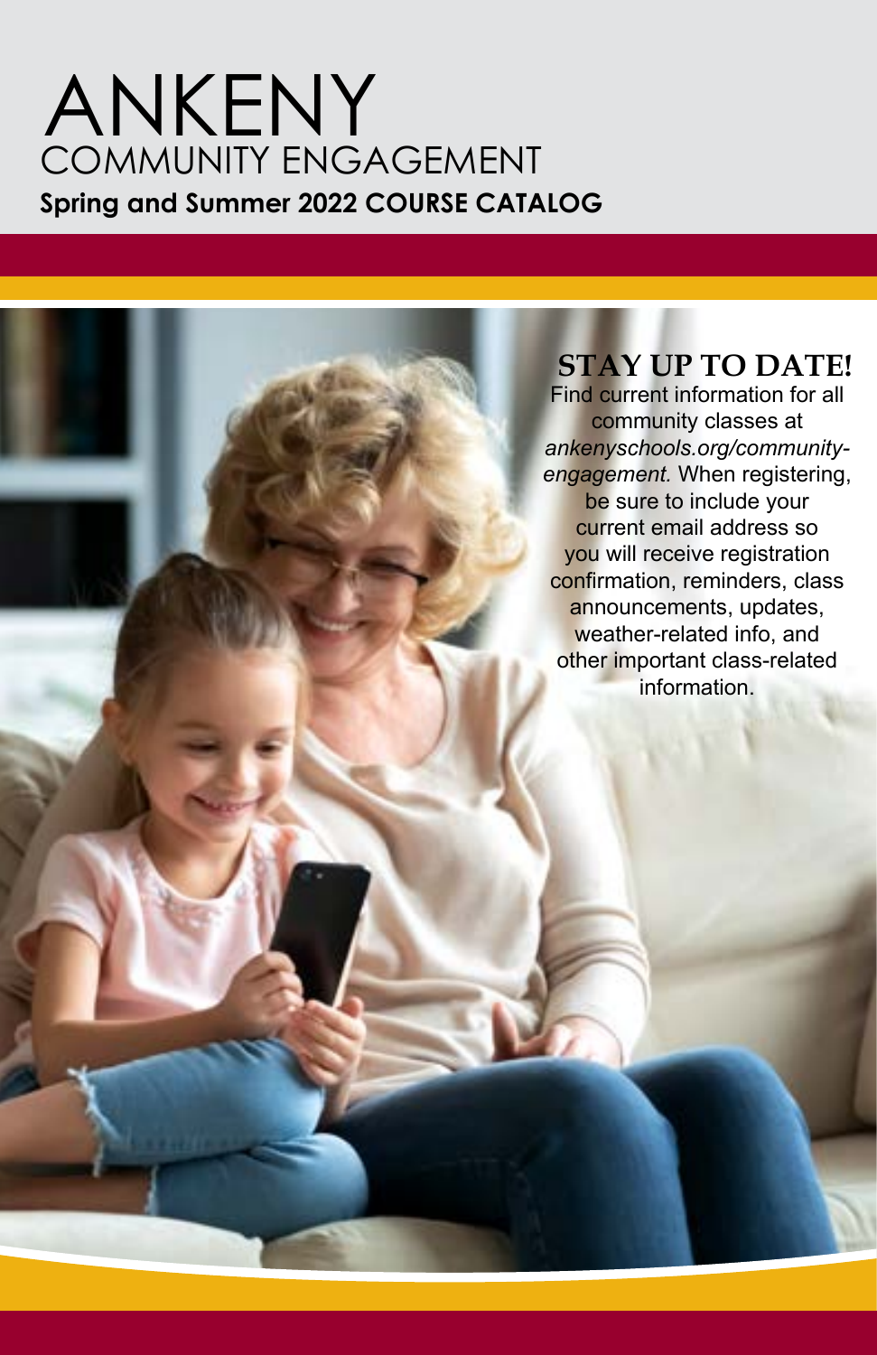# ANKENY

## COMMUNITY ENGAGEMENT

**Spring and Summer 2022 COURSE CATALOG**

## STAY UP TO DATE!

Find current information for all community classes at *ankenyschools.org/community-engagement.* When registering, be sure to include your current email address so you will receive registration confirmation, reminders, class announcements, updates, weather-related info, and other important class-related information.